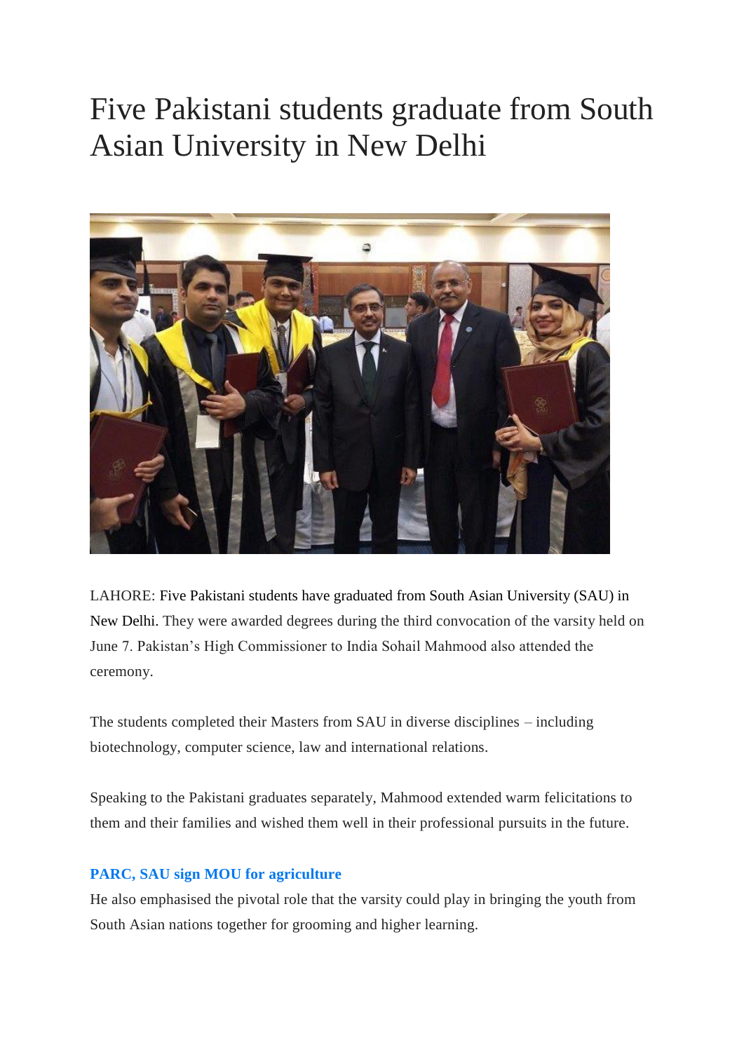# Five Pakistani students graduate from South Asian University in New Delhi

LAHORE: Five Pakistani students have graduated from South Asian University (SAU) in New Delhi. They were awarded degrees during the third convocation of the varsity held on June 7. Pakistan's High Commissioner to India Sohail Mahmood also attended the ceremony.

The students completed their Masters from SAU in diverse disciplines – including biotechnology, computer science, law and international relations.

Speaking to the Pakistani graduates separately, Mahmood extended warm felicitations to them and their families and wished them well in their professional pursuits in the future.

**PARC, SAU sign MOU for agriculture**

He also emphasised the pivotal role that the varsity could play in bringing the youth from South Asian nations together for grooming and higher learning.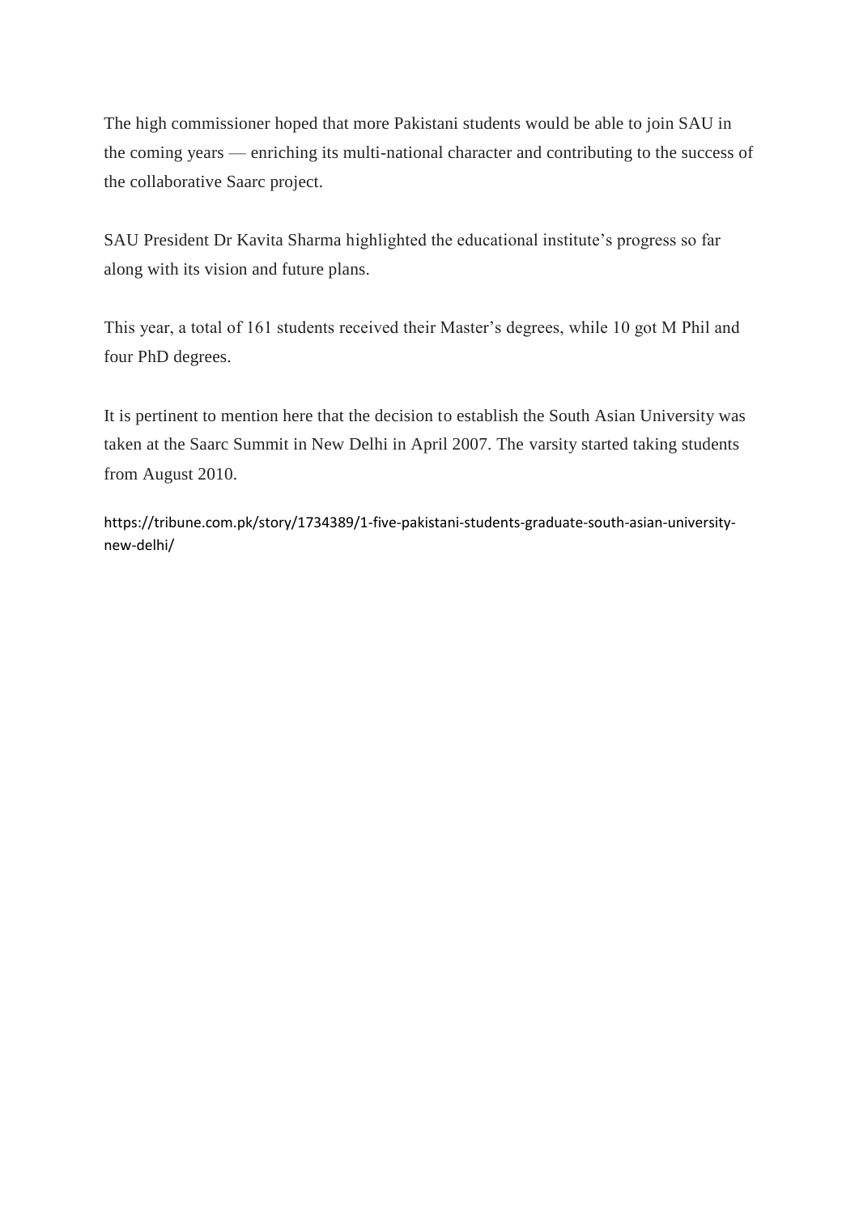The high commissioner hoped that more Pakistani students would be able to join SAU in the coming years — enriching its multi-national character and contributing to the success of the collaborative Saarc project.

SAU President Dr Kavita Sharma highlighted the educational institute's progress so far along with its vision and future plans.

This year, a total of 161 students received their Master's degrees, while 10 got M Phil and four PhD degrees.

It is pertinent to mention here that the decision to establish the South Asian University was taken at the Saarc Summit in New Delhi in April 2007. The varsity started taking students from August 2010.

https://tribune.com.pk/story/1734389/1-five-pakistani-students-graduate-south-asian-university-new-delhi/